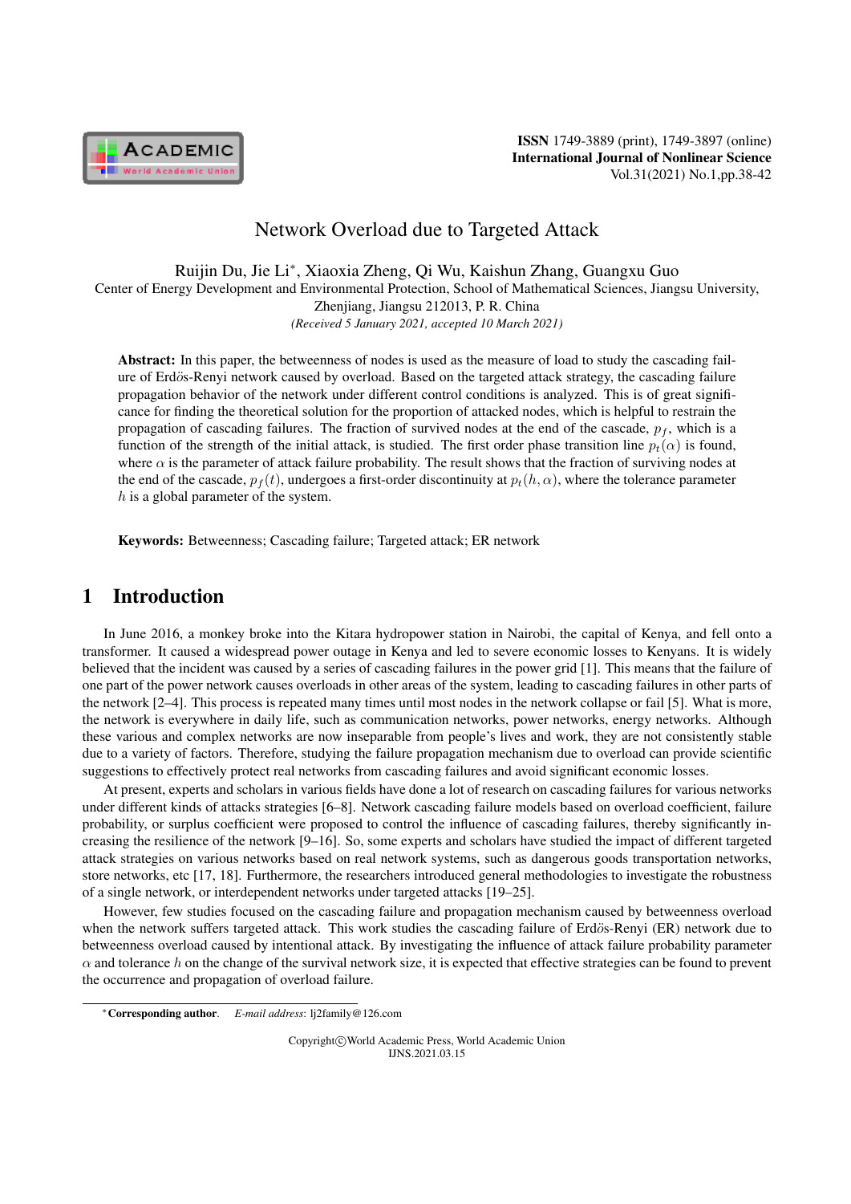# Network Overload due to Targeted Attack

Ruijin Du, Jie Li*, Xiaoxia Zheng, Qi Wu, Kaishun Zhang, Guangxu Guo

Center of Energy Development and Environmental Protection, School of Mathematical Sciences, Jiangsu University, Zhenjiang, Jiangsu 212013, P. R. China

*(Received 5 January 2021, accepted 10 March 2021)*

**Abstract:** In this paper, the betweenness of nodes is used as the measure of load to study the cascading failure of Erdӧs-Renyi network caused by overload. Based on the targeted attack strategy, the cascading failure propagation behavior of the network under different control conditions is analyzed. This is of great significance for finding the theoretical solution for the proportion of attacked nodes, which is helpful to restrain the propagation of cascading failures. The fraction of survived nodes at the end of the cascade, $p_f$, which is a function of the strength of the initial attack, is studied. The first order phase transition line $p_t(\alpha)$ is found, where $\alpha$ is the parameter of attack failure probability. The result shows that the fraction of surviving nodes at the end of the cascade, $p_f(t)$, undergoes a first-order discontinuity at $p_t(h, \alpha)$, where the tolerance parameter $h$ is a global parameter of the system.

**Keywords:** Betweenness; Cascading failure; Targeted attack; ER network

## 1 Introduction

In June 2016, a monkey broke into the Kitara hydropower station in Nairobi, the capital of Kenya, and fell onto a transformer. It caused a widespread power outage in Kenya and led to severe economic losses to Kenyans. It is widely believed that the incident was caused by a series of cascading failures in the power grid [1]. This means that the failure of one part of the power network causes overloads in other areas of the system, leading to cascading failures in other parts of the network [2–4]. This process is repeated many times until most nodes in the network collapse or fail [5]. What is more, the network is everywhere in daily life, such as communication networks, power networks, energy networks. Although these various and complex networks are now inseparable from people's lives and work, they are not consistently stable due to a variety of factors. Therefore, studying the failure propagation mechanism due to overload can provide scientific suggestions to effectively protect real networks from cascading failures and avoid significant economic losses.

At present, experts and scholars in various fields have done a lot of research on cascading failures for various networks under different kinds of attacks strategies [6–8]. Network cascading failure models based on overload coefficient, failure probability, or surplus coefficient were proposed to control the influence of cascading failures, thereby significantly increasing the resilience of the network [9–16]. So, some experts and scholars have studied the impact of different targeted attack strategies on various networks based on real network systems, such as dangerous goods transportation networks, store networks, etc [17, 18]. Furthermore, the researchers introduced general methodologies to investigate the robustness of a single network, or interdependent networks under targeted attacks [19–25].

However, few studies focused on the cascading failure and propagation mechanism caused by betweenness overload when the network suffers targeted attack. This work studies the cascading failure of Erdӧs-Renyi (ER) network due to betweenness overload caused by intentional attack. By investigating the influence of attack failure probability parameter $\alpha$ and tolerance $h$ on the change of the survival network size, it is expected that effective strategies can be found to prevent the occurrence and propagation of overload failure.

*Corresponding author. *E-mail address*: lj2family@126.com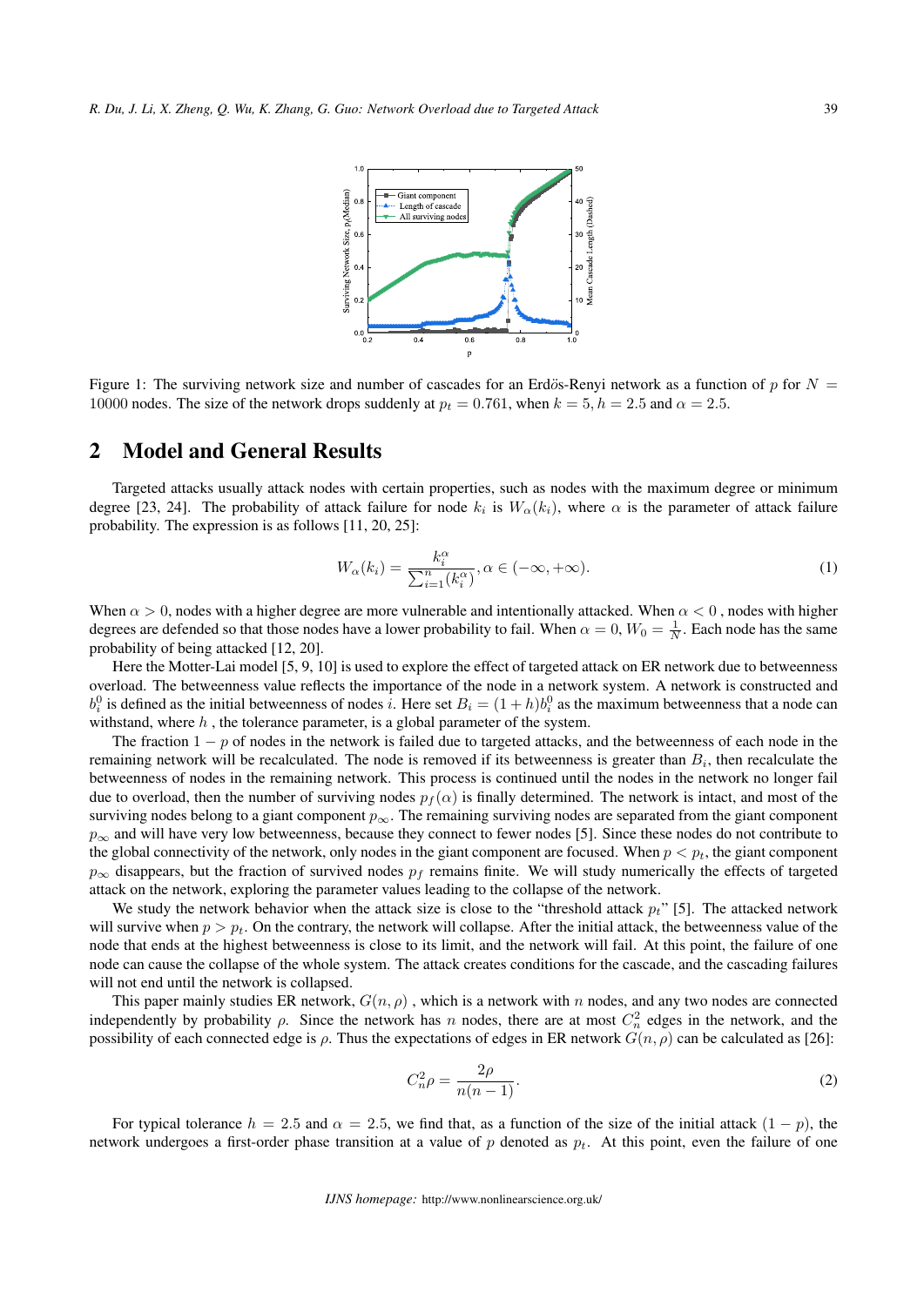Figure 1: The surviving network size and number of cascades for an Erdös-Renyi network as a function of $p$ for $N = 10000$ nodes. The size of the network drops suddenly at $p_t = 0.761$, when $k = 5, h = 2.5$ and $\alpha = 2.5$.

## 2 Model and General Results

Targeted attacks usually attack nodes with certain properties, such as nodes with the maximum degree or minimum degree [23, 24]. The probability of attack failure for node $k_i$ is $W_\alpha(k_i)$, where $\alpha$ is the parameter of attack failure probability. The expression is as follows [11, 20, 25]:

$$W_\alpha(k_i) = \frac{k_i^\alpha}{\sum_{i=1}^{n}(k_i^\alpha)}, \alpha \in (-\infty, +\infty). \tag{1}$$

When $\alpha > 0$, nodes with a higher degree are more vulnerable and intentionally attacked. When $\alpha < 0$ , nodes with higher degrees are defended so that those nodes have a lower probability to fail. When $\alpha = 0$, $W_0 = \frac{1}{N}$. Each node has the same probability of being attacked [12, 20].

Here the Motter-Lai model [5, 9, 10] is used to explore the effect of targeted attack on ER network due to betweenness overload. The betweenness value reflects the importance of the node in a network system. A network is constructed and $b_i^0$ is defined as the initial betweenness of nodes $i$. Here set $B_i = (1 + h)b_i^0$ as the maximum betweenness that a node can withstand, where $h$ , the tolerance parameter, is a global parameter of the system.

The fraction $1 - p$ of nodes in the network is failed due to targeted attacks, and the betweenness of each node in the remaining network will be recalculated. The node is removed if its betweenness is greater than $B_i$, then recalculate the betweenness of nodes in the remaining network. This process is continued until the nodes in the network no longer fail due to overload, then the number of surviving nodes $p_f(\alpha)$ is finally determined. The network is intact, and most of the surviving nodes belong to a giant component $p_\infty$. The remaining surviving nodes are separated from the giant component $p_\infty$ and will have very low betweenness, because they connect to fewer nodes [5]. Since these nodes do not contribute to the global connectivity of the network, only nodes in the giant component are focused. When $p < p_t$, the giant component $p_\infty$ disappears, but the fraction of survived nodes $p_f$ remains finite. We will study numerically the effects of targeted attack on the network, exploring the parameter values leading to the collapse of the network.

We study the network behavior when the attack size is close to the "threshold attack $p_t$" [5]. The attacked network will survive when $p > p_t$. On the contrary, the network will collapse. After the initial attack, the betweenness value of the node that ends at the highest betweenness is close to its limit, and the network will fail. At this point, the failure of one node can cause the collapse of the whole system. The attack creates conditions for the cascade, and the cascading failures will not end until the network is collapsed.

This paper mainly studies ER network, $G(n, \rho)$ , which is a network with $n$ nodes, and any two nodes are connected independently by probability $\rho$. Since the network has $n$ nodes, there are at most $C_n^2$ edges in the network, and the possibility of each connected edge is $\rho$. Thus the expectations of edges in ER network $G(n, \rho)$ can be calculated as [26]:

$$C_n^2 \rho = \frac{2\rho}{n(n-1)}. \tag{2}$$

For typical tolerance $h = 2.5$ and $\alpha = 2.5$, we find that, as a function of the size of the initial attack $(1 - p)$, the network undergoes a first-order phase transition at a value of $p$ denoted as $p_t$. At this point, even the failure of one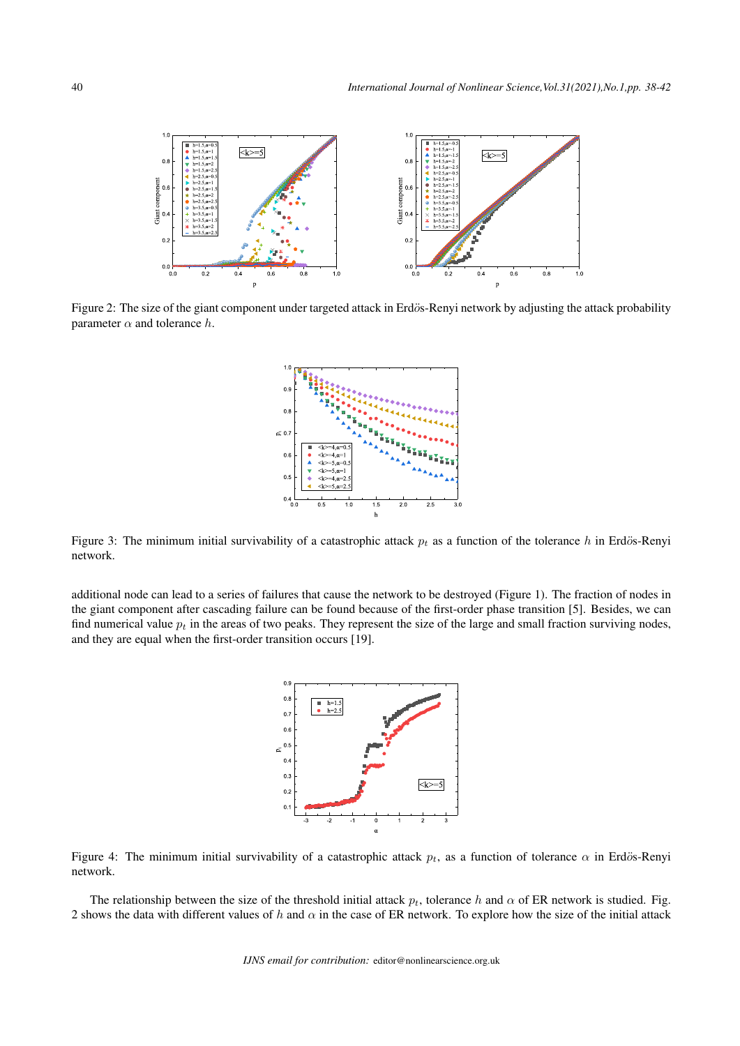Figure 2: The size of the giant component under targeted attack in Erdös-Renyi network by adjusting the attack probability parameter $\alpha$ and tolerance $h$.

Figure 3: The minimum initial survivability of a catastrophic attack $p_t$ as a function of the tolerance $h$ in Erdös-Renyi network.

additional node can lead to a series of failures that cause the network to be destroyed (Figure 1). The fraction of nodes in the giant component after cascading failure can be found because of the first-order phase transition [5]. Besides, we can find numerical value $p_t$ in the areas of two peaks. They represent the size of the large and small fraction surviving nodes, and they are equal when the first-order transition occurs [19].

Figure 4: The minimum initial survivability of a catastrophic attack $p_t$, as a function of tolerance $\alpha$ in Erdös-Renyi network.

The relationship between the size of the threshold initial attack $p_t$, tolerance $h$ and $\alpha$ of ER network is studied. Fig. 2 shows the data with different values of $h$ and $\alpha$ in the case of ER network. To explore how the size of the initial attack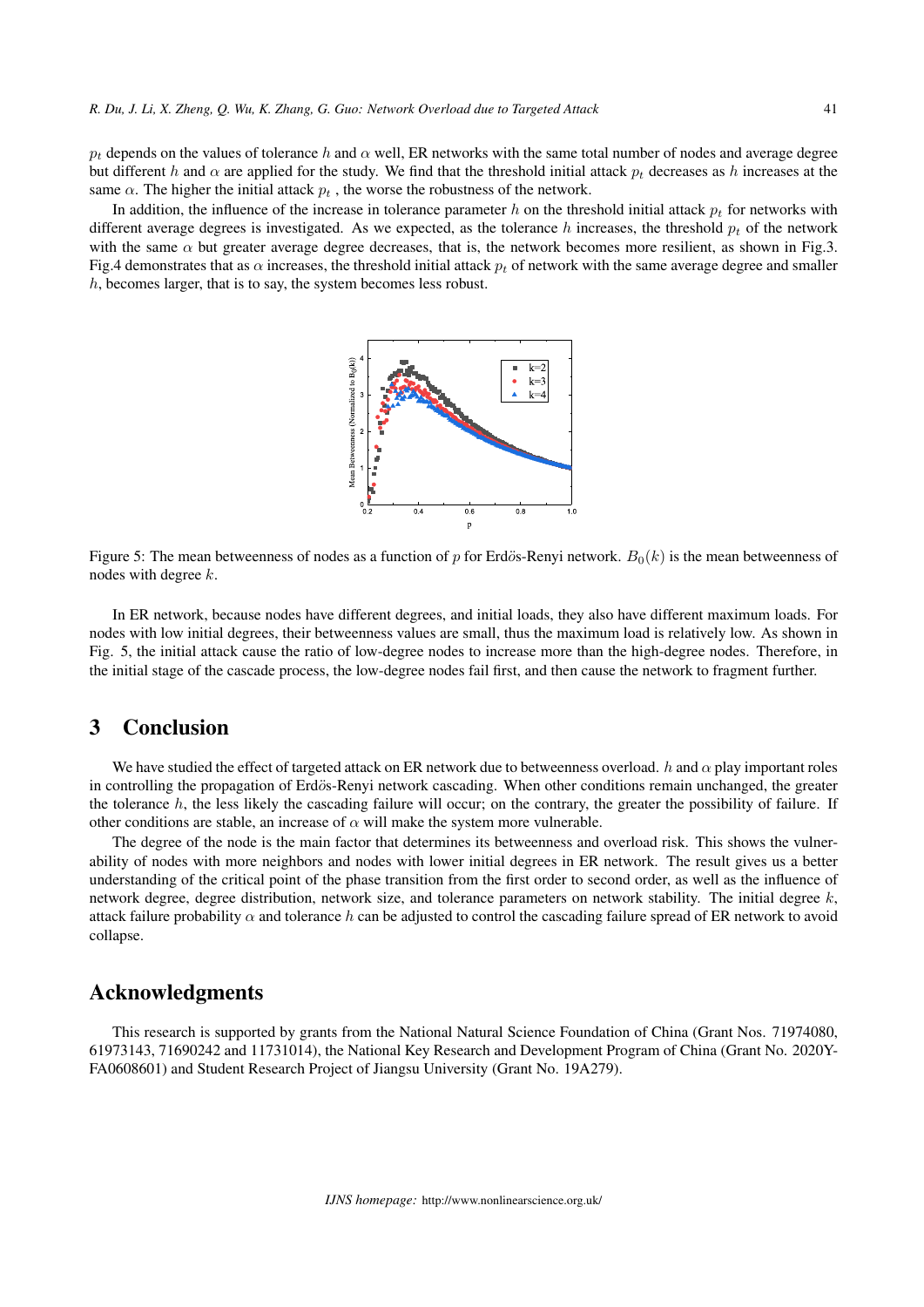$p_t$ depends on the values of tolerance $h$ and $\alpha$ well, ER networks with the same total number of nodes and average degree but different $h$ and $\alpha$ are applied for the study. We find that the threshold initial attack $p_t$ decreases as $h$ increases at the same $\alpha$. The higher the initial attack $p_t$ , the worse the robustness of the network.

In addition, the influence of the increase in tolerance parameter $h$ on the threshold initial attack $p_t$ for networks with different average degrees is investigated. As we expected, as the tolerance $h$ increases, the threshold $p_t$ of the network with the same $\alpha$ but greater average degree decreases, that is, the network becomes more resilient, as shown in Fig.3. Fig.4 demonstrates that as $\alpha$ increases, the threshold initial attack $p_t$ of network with the same average degree and smaller $h$, becomes larger, that is to say, the system becomes less robust.

Figure 5: The mean betweenness of nodes as a function of $p$ for Erdös-Renyi network. $B_0(k)$ is the mean betweenness of nodes with degree $k$.

In ER network, because nodes have different degrees, and initial loads, they also have different maximum loads. For nodes with low initial degrees, their betweenness values are small, thus the maximum load is relatively low. As shown in Fig. 5, the initial attack cause the ratio of low-degree nodes to increase more than the high-degree nodes. Therefore, in the initial stage of the cascade process, the low-degree nodes fail first, and then cause the network to fragment further.

## 3 Conclusion

We have studied the effect of targeted attack on ER network due to betweenness overload. $h$ and $\alpha$ play important roles in controlling the propagation of Erdös-Renyi network cascading. When other conditions remain unchanged, the greater the tolerance $h$, the less likely the cascading failure will occur; on the contrary, the greater the possibility of failure. If other conditions are stable, an increase of $\alpha$ will make the system more vulnerable.

The degree of the node is the main factor that determines its betweenness and overload risk. This shows the vulnerability of nodes with more neighbors and nodes with lower initial degrees in ER network. The result gives us a better understanding of the critical point of the phase transition from the first order to second order, as well as the influence of network degree, degree distribution, network size, and tolerance parameters on network stability. The initial degree $k$, attack failure probability $\alpha$ and tolerance $h$ can be adjusted to control the cascading failure spread of ER network to avoid collapse.

## Acknowledgments

This research is supported by grants from the National Natural Science Foundation of China (Grant Nos. 71974080, 61973143, 71690242 and 11731014), the National Key Research and Development Program of China (Grant No. 2020YFA0608601) and Student Research Project of Jiangsu University (Grant No. 19A279).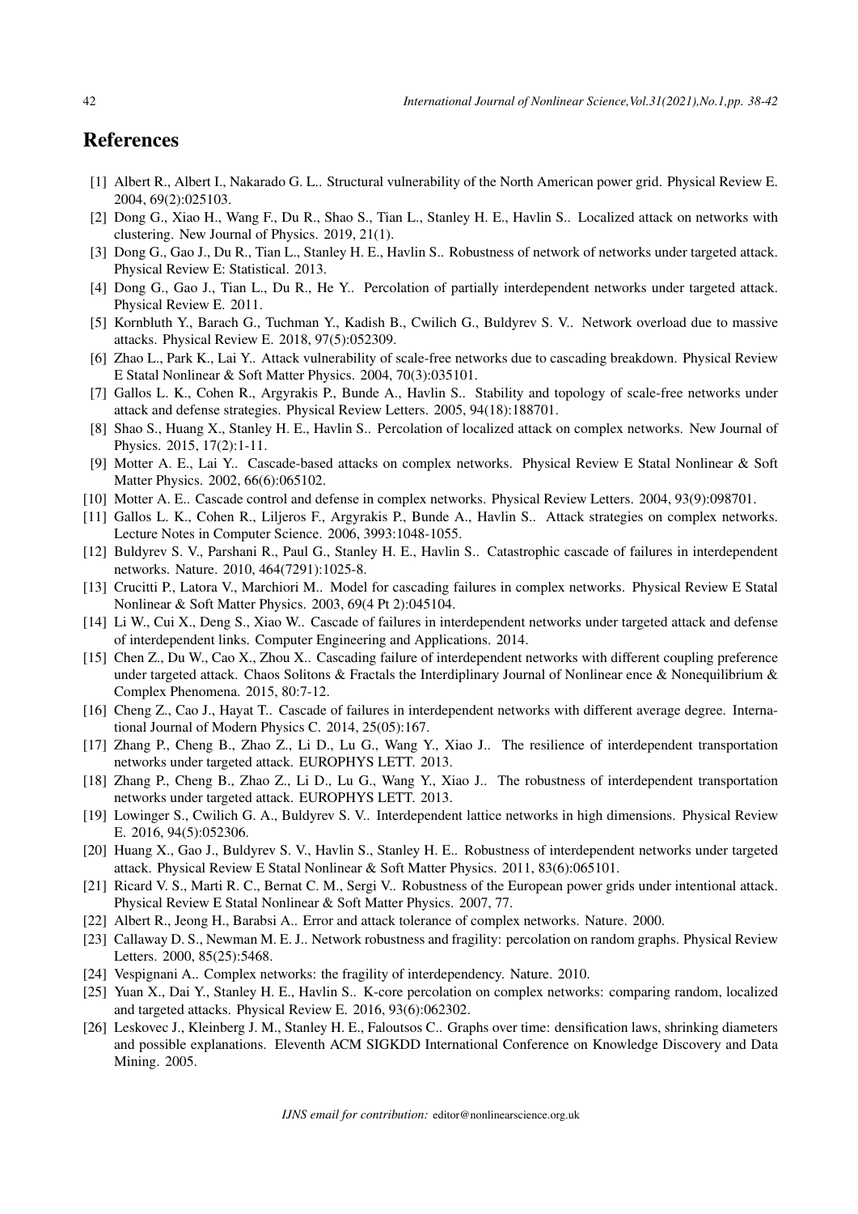## References

[1] Albert R., Albert I., Nakarado G. L.. Structural vulnerability of the North American power grid. Physical Review E. 2004, 69(2):025103.

[2] Dong G., Xiao H., Wang F., Du R., Shao S., Tian L., Stanley H. E., Havlin S.. Localized attack on networks with clustering. New Journal of Physics. 2019, 21(1).

[3] Dong G., Gao J., Du R., Tian L., Stanley H. E., Havlin S.. Robustness of network of networks under targeted attack. Physical Review E: Statistical. 2013.

[4] Dong G., Gao J., Tian L., Du R., He Y.. Percolation of partially interdependent networks under targeted attack. Physical Review E. 2011.

[5] Kornbluth Y., Barach G., Tuchman Y., Kadish B., Cwilich G., Buldyrev S. V.. Network overload due to massive attacks. Physical Review E. 2018, 97(5):052309.

[6] Zhao L., Park K., Lai Y.. Attack vulnerability of scale-free networks due to cascading breakdown. Physical Review E Statal Nonlinear & Soft Matter Physics. 2004, 70(3):035101.

[7] Gallos L. K., Cohen R., Argyrakis P., Bunde A., Havlin S.. Stability and topology of scale-free networks under attack and defense strategies. Physical Review Letters. 2005, 94(18):188701.

[8] Shao S., Huang X., Stanley H. E., Havlin S.. Percolation of localized attack on complex networks. New Journal of Physics. 2015, 17(2):1-11.

[9] Motter A. E., Lai Y.. Cascade-based attacks on complex networks. Physical Review E Statal Nonlinear & Soft Matter Physics. 2002, 66(6):065102.

[10] Motter A. E.. Cascade control and defense in complex networks. Physical Review Letters. 2004, 93(9):098701.

[11] Gallos L. K., Cohen R., Liljeros F., Argyrakis P., Bunde A., Havlin S.. Attack strategies on complex networks. Lecture Notes in Computer Science. 2006, 3993:1048-1055.

[12] Buldyrev S. V., Parshani R., Paul G., Stanley H. E., Havlin S.. Catastrophic cascade of failures in interdependent networks. Nature. 2010, 464(7291):1025-8.

[13] Crucitti P., Latora V., Marchiori M.. Model for cascading failures in complex networks. Physical Review E Statal Nonlinear & Soft Matter Physics. 2003, 69(4 Pt 2):045104.

[14] Li W., Cui X., Deng S., Xiao W.. Cascade of failures in interdependent networks under targeted attack and defense of interdependent links. Computer Engineering and Applications. 2014.

[15] Chen Z., Du W., Cao X., Zhou X.. Cascading failure of interdependent networks with different coupling preference under targeted attack. Chaos Solitons & Fractals the Interdiplinary Journal of Nonlinear ence & Nonequilibrium & Complex Phenomena. 2015, 80:7-12.

[16] Cheng Z., Cao J., Hayat T.. Cascade of failures in interdependent networks with different average degree. International Journal of Modern Physics C. 2014, 25(05):167.

[17] Zhang P., Cheng B., Zhao Z., Li D., Lu G., Wang Y., Xiao J.. The resilience of interdependent transportation networks under targeted attack. EUROPHYS LETT. 2013.

[18] Zhang P., Cheng B., Zhao Z., Li D., Lu G., Wang Y., Xiao J.. The robustness of interdependent transportation networks under targeted attack. EUROPHYS LETT. 2013.

[19] Lowinger S., Cwilich G. A., Buldyrev S. V.. Interdependent lattice networks in high dimensions. Physical Review E. 2016, 94(5):052306.

[20] Huang X., Gao J., Buldyrev S. V., Havlin S., Stanley H. E.. Robustness of interdependent networks under targeted attack. Physical Review E Statal Nonlinear & Soft Matter Physics. 2011, 83(6):065101.

[21] Ricard V. S., Marti R. C., Bernat C. M., Sergi V.. Robustness of the European power grids under intentional attack. Physical Review E Statal Nonlinear & Soft Matter Physics. 2007, 77.

[22] Albert R., Jeong H., Barabsi A.. Error and attack tolerance of complex networks. Nature. 2000.

[23] Callaway D. S., Newman M. E. J.. Network robustness and fragility: percolation on random graphs. Physical Review Letters. 2000, 85(25):5468.

[24] Vespignani A.. Complex networks: the fragility of interdependency. Nature. 2010.

[25] Yuan X., Dai Y., Stanley H. E., Havlin S.. K-core percolation on complex networks: comparing random, localized and targeted attacks. Physical Review E. 2016, 93(6):062302.

[26] Leskovec J., Kleinberg J. M., Stanley H. E., Faloutsos C.. Graphs over time: densification laws, shrinking diameters and possible explanations. Eleventh ACM SIGKDD International Conference on Knowledge Discovery and Data Mining. 2005.